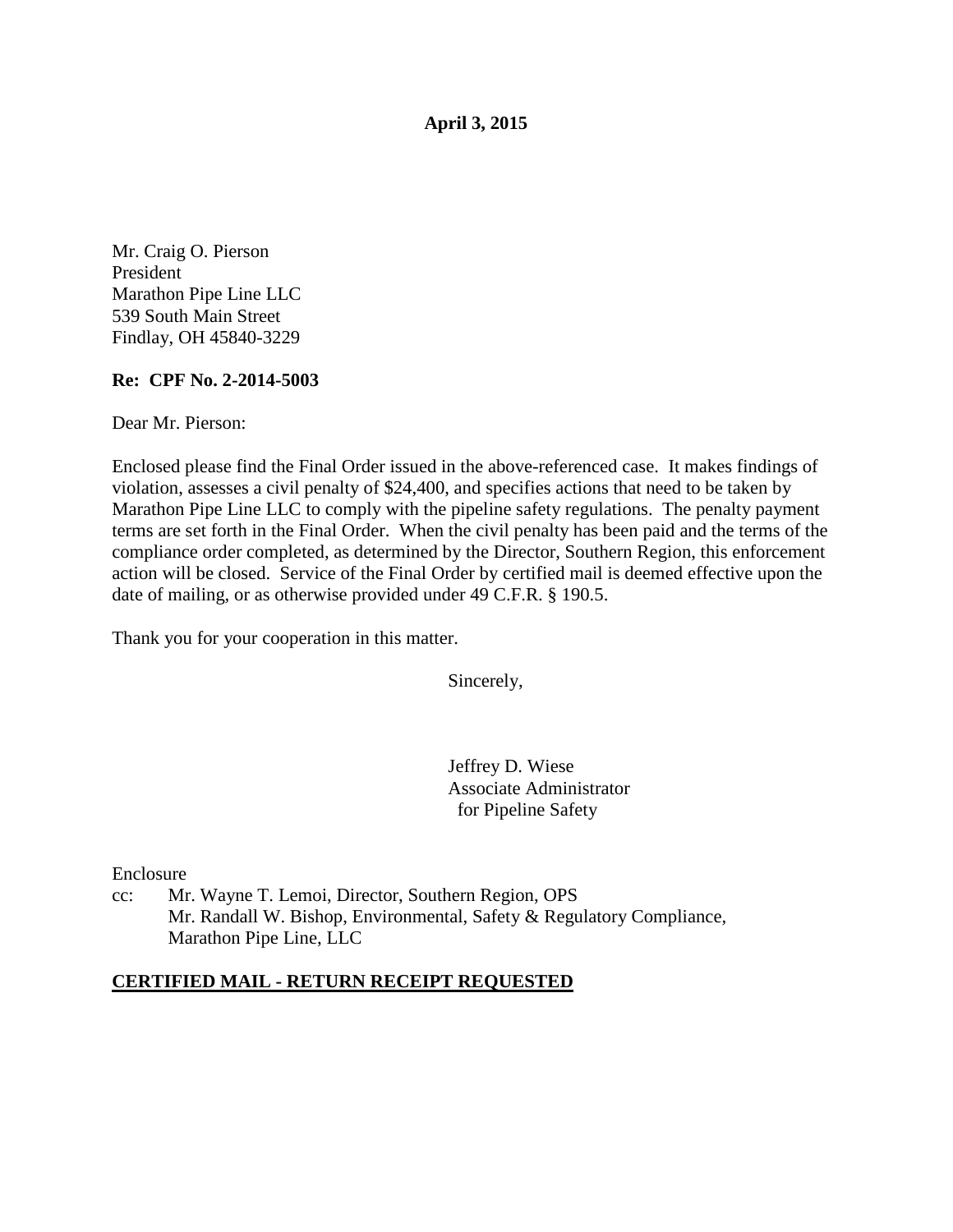**April 3, 2015**

Mr. Craig O. Pierson  
President  
Marathon Pipe Line LLC  
539 South Main Street  
Findlay, OH 45840-3229

**Re: CPF No. 2-2014-5003**

Dear Mr. Pierson:

Enclosed please find the Final Order issued in the above-referenced case. It makes findings of violation, assesses a civil penalty of $24,400, and specifies actions that need to be taken by Marathon Pipe Line LLC to comply with the pipeline safety regulations. The penalty payment terms are set forth in the Final Order. When the civil penalty has been paid and the terms of the compliance order completed, as determined by the Director, Southern Region, this enforcement action will be closed. Service of the Final Order by certified mail is deemed effective upon the date of mailing, or as otherwise provided under 49 C.F.R. § 190.5.

Thank you for your cooperation in this matter.

Sincerely,

Jeffrey D. Wiese  
Associate Administrator  
for Pipeline Safety

Enclosure

cc: Mr. Wayne T. Lemoi, Director, Southern Region, OPS  
Mr. Randall W. Bishop, Environmental, Safety & Regulatory Compliance, Marathon Pipe Line, LLC

**CERTIFIED MAIL - RETURN RECEIPT REQUESTED**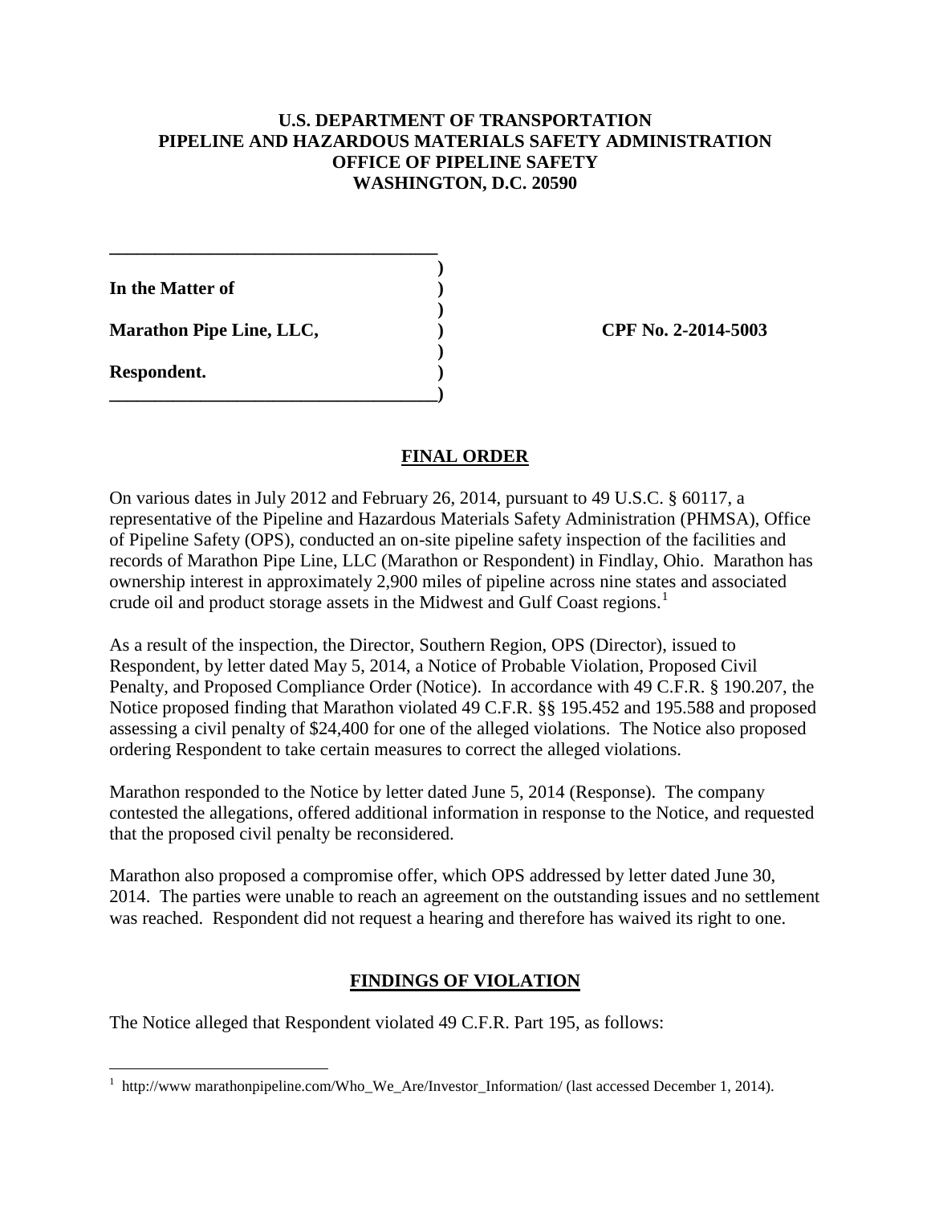**U.S. DEPARTMENT OF TRANSPORTATION**
**PIPELINE AND HAZARDOUS MATERIALS SAFETY ADMINISTRATION**
**OFFICE OF PIPELINE SAFETY**
**WASHINGTON, D.C. 20590**

**In the Matter of**

**Marathon Pipe Line, LLC,** **CPF No. 2-2014-5003**

**Respondent.**

## FINAL ORDER

On various dates in July 2012 and February 26, 2014, pursuant to 49 U.S.C. § 60117, a representative of the Pipeline and Hazardous Materials Safety Administration (PHMSA), Office of Pipeline Safety (OPS), conducted an on-site pipeline safety inspection of the facilities and records of Marathon Pipe Line, LLC (Marathon or Respondent) in Findlay, Ohio. Marathon has ownership interest in approximately 2,900 miles of pipeline across nine states and associated crude oil and product storage assets in the Midwest and Gulf Coast regions.[1]

As a result of the inspection, the Director, Southern Region, OPS (Director), issued to Respondent, by letter dated May 5, 2014, a Notice of Probable Violation, Proposed Civil Penalty, and Proposed Compliance Order (Notice). In accordance with 49 C.F.R. § 190.207, the Notice proposed finding that Marathon violated 49 C.F.R. §§ 195.452 and 195.588 and proposed assessing a civil penalty of $24,400 for one of the alleged violations. The Notice also proposed ordering Respondent to take certain measures to correct the alleged violations.

Marathon responded to the Notice by letter dated June 5, 2014 (Response). The company contested the allegations, offered additional information in response to the Notice, and requested that the proposed civil penalty be reconsidered.

Marathon also proposed a compromise offer, which OPS addressed by letter dated June 30, 2014. The parties were unable to reach an agreement on the outstanding issues and no settlement was reached. Respondent did not request a hearing and therefore has waived its right to one.

## FINDINGS OF VIOLATION

The Notice alleged that Respondent violated 49 C.F.R. Part 195, as follows:

[1] http://www marathonpipeline.com/Who_We_Are/Investor_Information/ (last accessed December 1, 2014).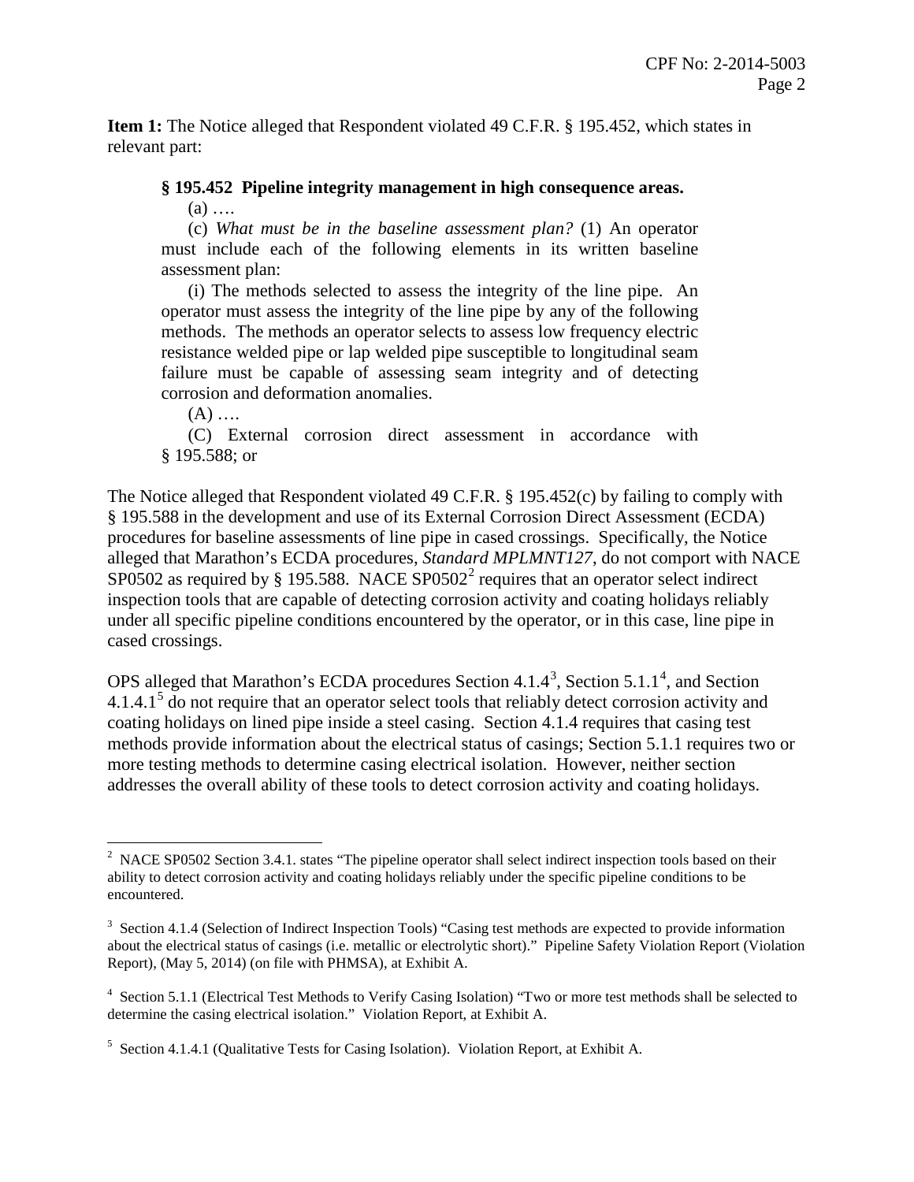**Item 1:** The Notice alleged that Respondent violated 49 C.F.R. § 195.452, which states in relevant part:

> **§ 195.452 Pipeline integrity management in high consequence areas.**
>
> (a) ….
>
> (c) *What must be in the baseline assessment plan?* (1) An operator must include each of the following elements in its written baseline assessment plan:
>
> (i) The methods selected to assess the integrity of the line pipe. An operator must assess the integrity of the line pipe by any of the following methods. The methods an operator selects to assess low frequency electric resistance welded pipe or lap welded pipe susceptible to longitudinal seam failure must be capable of assessing seam integrity and of detecting corrosion and deformation anomalies.
>
> (A) ….
>
> (C) External corrosion direct assessment in accordance with § 195.588; or

The Notice alleged that Respondent violated 49 C.F.R. § 195.452(c) by failing to comply with § 195.588 in the development and use of its External Corrosion Direct Assessment (ECDA) procedures for baseline assessments of line pipe in cased crossings. Specifically, the Notice alleged that Marathon's ECDA procedures, *Standard MPLMNT127*, do not comport with NACE SP0502 as required by § 195.588. NACE SP0502[2] requires that an operator select indirect inspection tools that are capable of detecting corrosion activity and coating holidays reliably under all specific pipeline conditions encountered by the operator, or in this case, line pipe in cased crossings.

OPS alleged that Marathon's ECDA procedures Section 4.1.4[3], Section 5.1.1[4], and Section 4.1.4.1[5] do not require that an operator select tools that reliably detect corrosion activity and coating holidays on lined pipe inside a steel casing. Section 4.1.4 requires that casing test methods provide information about the electrical status of casings; Section 5.1.1 requires two or more testing methods to determine casing electrical isolation. However, neither section addresses the overall ability of these tools to detect corrosion activity and coating holidays.

---

[2] NACE SP0502 Section 3.4.1. states "The pipeline operator shall select indirect inspection tools based on their ability to detect corrosion activity and coating holidays reliably under the specific pipeline conditions to be encountered.

[3] Section 4.1.4 (Selection of Indirect Inspection Tools) "Casing test methods are expected to provide information about the electrical status of casings (i.e. metallic or electrolytic short)." Pipeline Safety Violation Report (Violation Report), (May 5, 2014) (on file with PHMSA), at Exhibit A.

[4] Section 5.1.1 (Electrical Test Methods to Verify Casing Isolation) "Two or more test methods shall be selected to determine the casing electrical isolation." Violation Report, at Exhibit A.

[5] Section 4.1.4.1 (Qualitative Tests for Casing Isolation). Violation Report, at Exhibit A.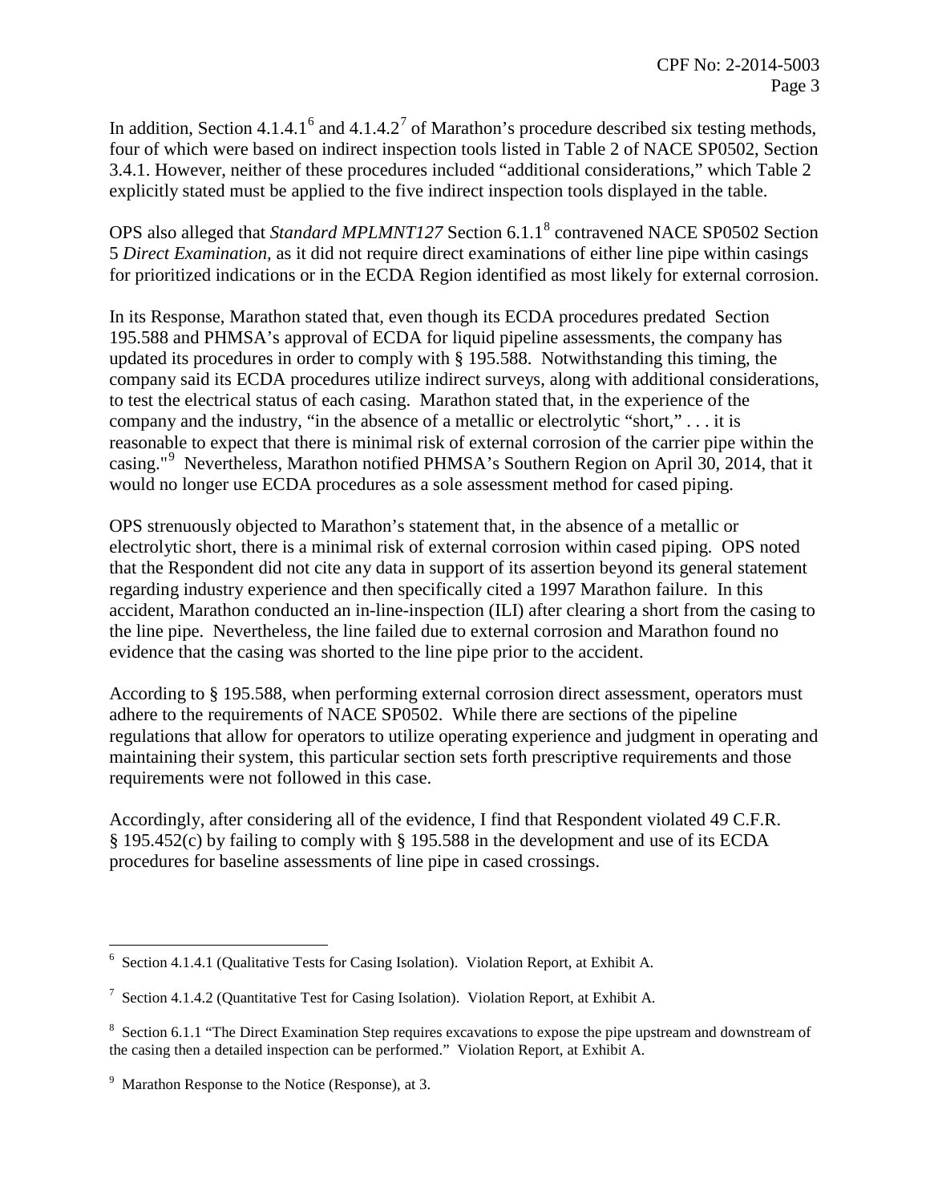In addition, Section 4.1.4.1[6] and 4.1.4.2[7] of Marathon's procedure described six testing methods, four of which were based on indirect inspection tools listed in Table 2 of NACE SP0502, Section 3.4.1. However, neither of these procedures included "additional considerations," which Table 2 explicitly stated must be applied to the five indirect inspection tools displayed in the table.

OPS also alleged that *Standard MPLMNT127* Section 6.1.1[8] contravened NACE SP0502 Section 5 *Direct Examination*, as it did not require direct examinations of either line pipe within casings for prioritized indications or in the ECDA Region identified as most likely for external corrosion.

In its Response, Marathon stated that, even though its ECDA procedures predated Section 195.588 and PHMSA's approval of ECDA for liquid pipeline assessments, the company has updated its procedures in order to comply with § 195.588. Notwithstanding this timing, the company said its ECDA procedures utilize indirect surveys, along with additional considerations, to test the electrical status of each casing. Marathon stated that, in the experience of the company and the industry, "in the absence of a metallic or electrolytic "short," . . . it is reasonable to expect that there is minimal risk of external corrosion of the carrier pipe within the casing."[9] Nevertheless, Marathon notified PHMSA's Southern Region on April 30, 2014, that it would no longer use ECDA procedures as a sole assessment method for cased piping.

OPS strenuously objected to Marathon's statement that, in the absence of a metallic or electrolytic short, there is a minimal risk of external corrosion within cased piping. OPS noted that the Respondent did not cite any data in support of its assertion beyond its general statement regarding industry experience and then specifically cited a 1997 Marathon failure. In this accident, Marathon conducted an in-line-inspection (ILI) after clearing a short from the casing to the line pipe. Nevertheless, the line failed due to external corrosion and Marathon found no evidence that the casing was shorted to the line pipe prior to the accident.

According to § 195.588, when performing external corrosion direct assessment, operators must adhere to the requirements of NACE SP0502. While there are sections of the pipeline regulations that allow for operators to utilize operating experience and judgment in operating and maintaining their system, this particular section sets forth prescriptive requirements and those requirements were not followed in this case.

Accordingly, after considering all of the evidence, I find that Respondent violated 49 C.F.R. § 195.452(c) by failing to comply with § 195.588 in the development and use of its ECDA procedures for baseline assessments of line pipe in cased crossings.

---

[6] Section 4.1.4.1 (Qualitative Tests for Casing Isolation). Violation Report, at Exhibit A.

[7] Section 4.1.4.2 (Quantitative Test for Casing Isolation). Violation Report, at Exhibit A.

[8] Section 6.1.1 "The Direct Examination Step requires excavations to expose the pipe upstream and downstream of the casing then a detailed inspection can be performed." Violation Report, at Exhibit A.

[9] Marathon Response to the Notice (Response), at 3.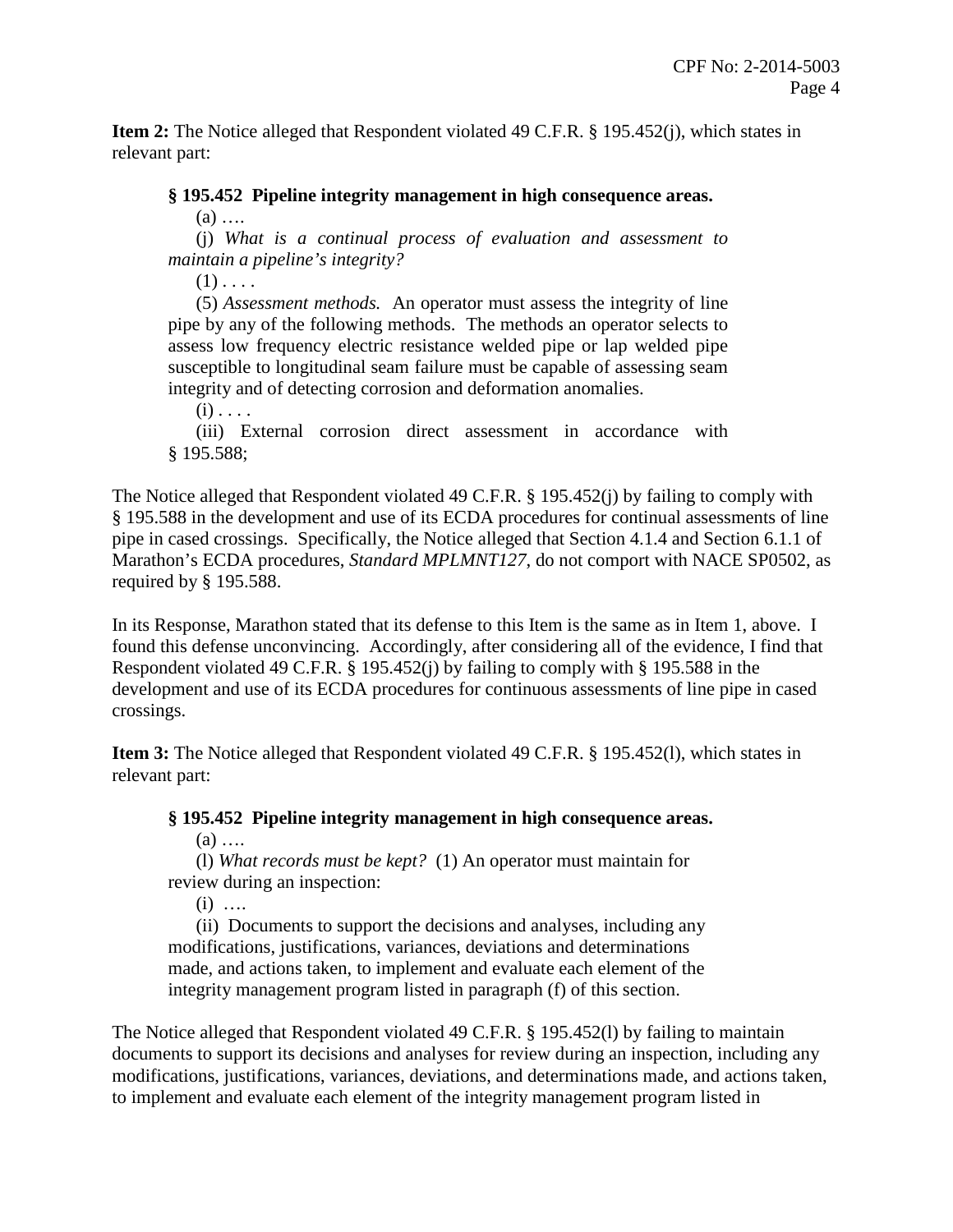**Item 2:** The Notice alleged that Respondent violated 49 C.F.R. § 195.452(j), which states in relevant part:

> **§ 195.452 Pipeline integrity management in high consequence areas.**
>
> (a) ….
>
> (j) *What is a continual process of evaluation and assessment to maintain a pipeline's integrity?*
>
> (1) . . . .
>
> (5) *Assessment methods.* An operator must assess the integrity of line pipe by any of the following methods. The methods an operator selects to assess low frequency electric resistance welded pipe or lap welded pipe susceptible to longitudinal seam failure must be capable of assessing seam integrity and of detecting corrosion and deformation anomalies.
>
> (i) . . . .
>
> (iii) External corrosion direct assessment in accordance with § 195.588;

The Notice alleged that Respondent violated 49 C.F.R. § 195.452(j) by failing to comply with § 195.588 in the development and use of its ECDA procedures for continual assessments of line pipe in cased crossings. Specifically, the Notice alleged that Section 4.1.4 and Section 6.1.1 of Marathon's ECDA procedures, *Standard MPLMNT127*, do not comport with NACE SP0502, as required by § 195.588.

In its Response, Marathon stated that its defense to this Item is the same as in Item 1, above. I found this defense unconvincing. Accordingly, after considering all of the evidence, I find that Respondent violated 49 C.F.R. § 195.452(j) by failing to comply with § 195.588 in the development and use of its ECDA procedures for continuous assessments of line pipe in cased crossings.

**Item 3:** The Notice alleged that Respondent violated 49 C.F.R. § 195.452(l), which states in relevant part:

> **§ 195.452 Pipeline integrity management in high consequence areas.**
>
> (a) ….
>
> (l) *What records must be kept?* (1) An operator must maintain for review during an inspection:
>
> (i) ….
>
> (ii) Documents to support the decisions and analyses, including any modifications, justifications, variances, deviations and determinations made, and actions taken, to implement and evaluate each element of the integrity management program listed in paragraph (f) of this section.

The Notice alleged that Respondent violated 49 C.F.R. § 195.452(l) by failing to maintain documents to support its decisions and analyses for review during an inspection, including any modifications, justifications, variances, deviations, and determinations made, and actions taken, to implement and evaluate each element of the integrity management program listed in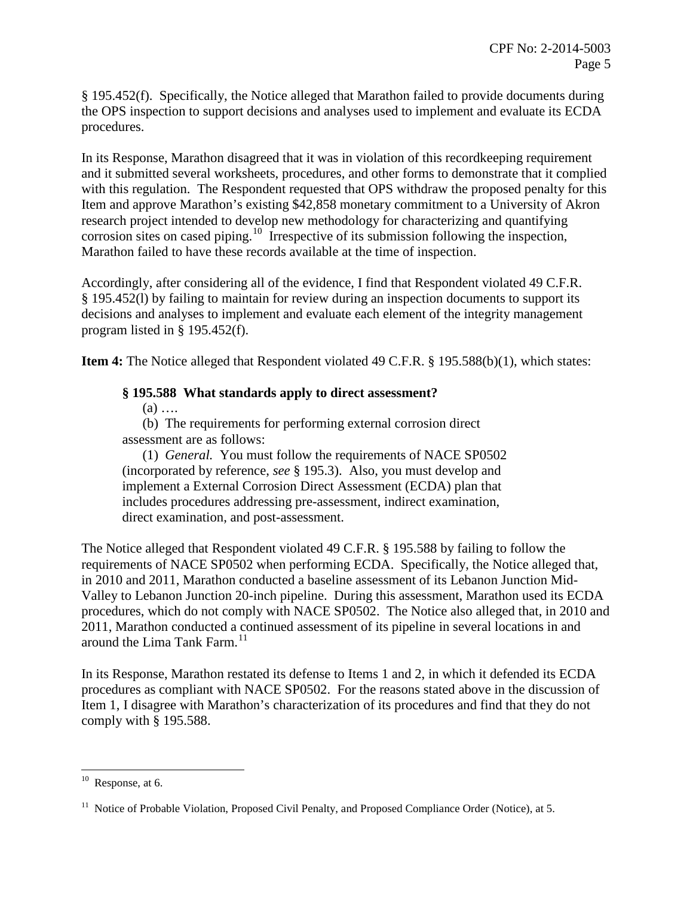§ 195.452(f). Specifically, the Notice alleged that Marathon failed to provide documents during the OPS inspection to support decisions and analyses used to implement and evaluate its ECDA procedures.

In its Response, Marathon disagreed that it was in violation of this recordkeeping requirement and it submitted several worksheets, procedures, and other forms to demonstrate that it complied with this regulation. The Respondent requested that OPS withdraw the proposed penalty for this Item and approve Marathon's existing $42,858 monetary commitment to a University of Akron research project intended to develop new methodology for characterizing and quantifying corrosion sites on cased piping.[10] Irrespective of its submission following the inspection, Marathon failed to have these records available at the time of inspection.

Accordingly, after considering all of the evidence, I find that Respondent violated 49 C.F.R. § 195.452(l) by failing to maintain for review during an inspection documents to support its decisions and analyses to implement and evaluate each element of the integrity management program listed in § 195.452(f).

**Item 4:** The Notice alleged that Respondent violated 49 C.F.R. § 195.588(b)(1), which states:

> **§ 195.588 What standards apply to direct assessment?**
>
> (a) ….
>
> (b) The requirements for performing external corrosion direct assessment are as follows:
>
> (1) *General.* You must follow the requirements of NACE SP0502 (incorporated by reference, *see* § 195.3). Also, you must develop and implement a External Corrosion Direct Assessment (ECDA) plan that includes procedures addressing pre-assessment, indirect examination, direct examination, and post-assessment.

The Notice alleged that Respondent violated 49 C.F.R. § 195.588 by failing to follow the requirements of NACE SP0502 when performing ECDA. Specifically, the Notice alleged that, in 2010 and 2011, Marathon conducted a baseline assessment of its Lebanon Junction Mid-Valley to Lebanon Junction 20-inch pipeline. During this assessment, Marathon used its ECDA procedures, which do not comply with NACE SP0502. The Notice also alleged that, in 2010 and 2011, Marathon conducted a continued assessment of its pipeline in several locations in and around the Lima Tank Farm.[11]

In its Response, Marathon restated its defense to Items 1 and 2, in which it defended its ECDA procedures as compliant with NACE SP0502. For the reasons stated above in the discussion of Item 1, I disagree with Marathon's characterization of its procedures and find that they do not comply with § 195.588.

---

[10] Response, at 6.

[11] Notice of Probable Violation, Proposed Civil Penalty, and Proposed Compliance Order (Notice), at 5.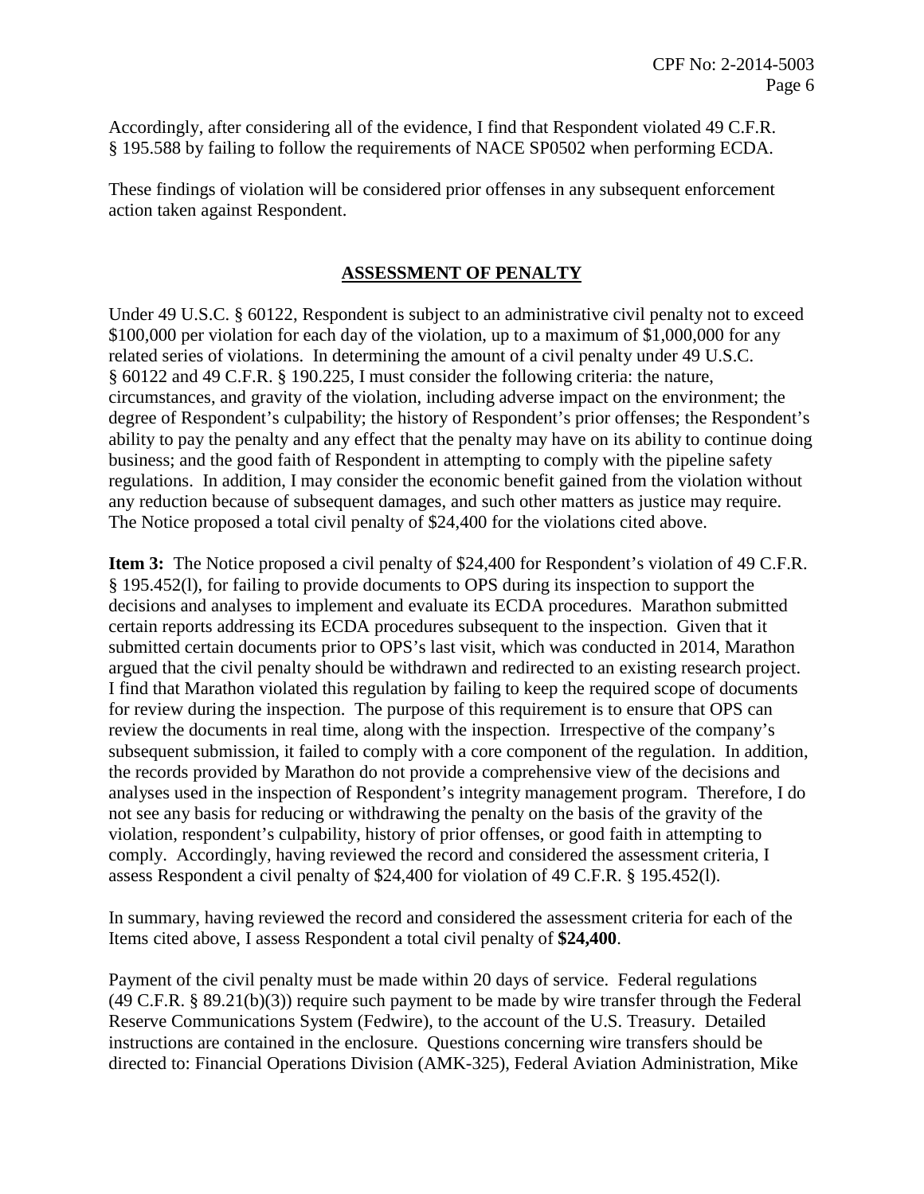Accordingly, after considering all of the evidence, I find that Respondent violated 49 C.F.R. § 195.588 by failing to follow the requirements of NACE SP0502 when performing ECDA.

These findings of violation will be considered prior offenses in any subsequent enforcement action taken against Respondent.

## ASSESSMENT OF PENALTY

Under 49 U.S.C. § 60122, Respondent is subject to an administrative civil penalty not to exceed $100,000 per violation for each day of the violation, up to a maximum of $1,000,000 for any related series of violations. In determining the amount of a civil penalty under 49 U.S.C. § 60122 and 49 C.F.R. § 190.225, I must consider the following criteria: the nature, circumstances, and gravity of the violation, including adverse impact on the environment; the degree of Respondent's culpability; the history of Respondent's prior offenses; the Respondent's ability to pay the penalty and any effect that the penalty may have on its ability to continue doing business; and the good faith of Respondent in attempting to comply with the pipeline safety regulations. In addition, I may consider the economic benefit gained from the violation without any reduction because of subsequent damages, and such other matters as justice may require. The Notice proposed a total civil penalty of $24,400 for the violations cited above.

**Item 3:** The Notice proposed a civil penalty of $24,400 for Respondent's violation of 49 C.F.R. § 195.452(l), for failing to provide documents to OPS during its inspection to support the decisions and analyses to implement and evaluate its ECDA procedures. Marathon submitted certain reports addressing its ECDA procedures subsequent to the inspection. Given that it submitted certain documents prior to OPS's last visit, which was conducted in 2014, Marathon argued that the civil penalty should be withdrawn and redirected to an existing research project. I find that Marathon violated this regulation by failing to keep the required scope of documents for review during the inspection. The purpose of this requirement is to ensure that OPS can review the documents in real time, along with the inspection. Irrespective of the company's subsequent submission, it failed to comply with a core component of the regulation. In addition, the records provided by Marathon do not provide a comprehensive view of the decisions and analyses used in the inspection of Respondent's integrity management program. Therefore, I do not see any basis for reducing or withdrawing the penalty on the basis of the gravity of the violation, respondent's culpability, history of prior offenses, or good faith in attempting to comply. Accordingly, having reviewed the record and considered the assessment criteria, I assess Respondent a civil penalty of $24,400 for violation of 49 C.F.R. § 195.452(l).

In summary, having reviewed the record and considered the assessment criteria for each of the Items cited above, I assess Respondent a total civil penalty of **$24,400**.

Payment of the civil penalty must be made within 20 days of service. Federal regulations (49 C.F.R. § 89.21(b)(3)) require such payment to be made by wire transfer through the Federal Reserve Communications System (Fedwire), to the account of the U.S. Treasury. Detailed instructions are contained in the enclosure. Questions concerning wire transfers should be directed to: Financial Operations Division (AMK-325), Federal Aviation Administration, Mike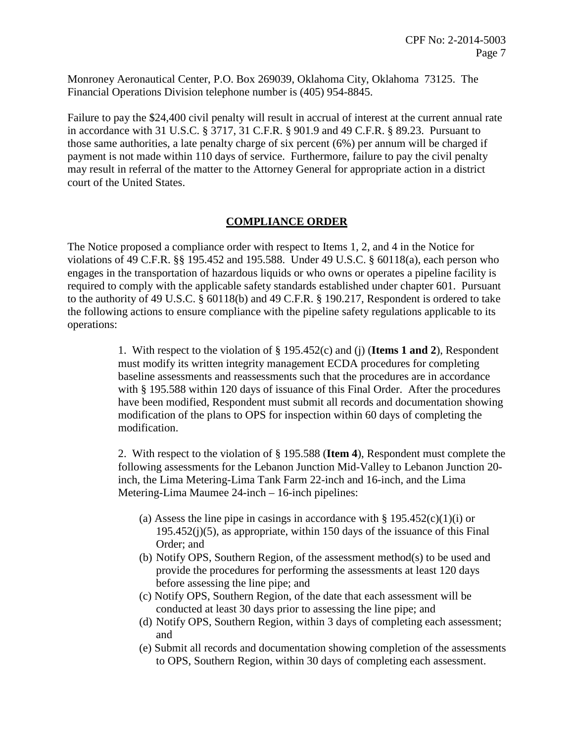Monroney Aeronautical Center, P.O. Box 269039, Oklahoma City, Oklahoma 73125. The Financial Operations Division telephone number is (405) 954-8845.

Failure to pay the $24,400 civil penalty will result in accrual of interest at the current annual rate in accordance with 31 U.S.C. § 3717, 31 C.F.R. § 901.9 and 49 C.F.R. § 89.23. Pursuant to those same authorities, a late penalty charge of six percent (6%) per annum will be charged if payment is not made within 110 days of service. Furthermore, failure to pay the civil penalty may result in referral of the matter to the Attorney General for appropriate action in a district court of the United States.

## COMPLIANCE ORDER

The Notice proposed a compliance order with respect to Items 1, 2, and 4 in the Notice for violations of 49 C.F.R. §§ 195.452 and 195.588. Under 49 U.S.C. § 60118(a), each person who engages in the transportation of hazardous liquids or who owns or operates a pipeline facility is required to comply with the applicable safety standards established under chapter 601. Pursuant to the authority of 49 U.S.C. § 60118(b) and 49 C.F.R. § 190.217, Respondent is ordered to take the following actions to ensure compliance with the pipeline safety regulations applicable to its operations:

1. With respect to the violation of § 195.452(c) and (j) (**Items 1 and 2**), Respondent must modify its written integrity management ECDA procedures for completing baseline assessments and reassessments such that the procedures are in accordance with § 195.588 within 120 days of issuance of this Final Order. After the procedures have been modified, Respondent must submit all records and documentation showing modification of the plans to OPS for inspection within 60 days of completing the modification.

2. With respect to the violation of § 195.588 (**Item 4**), Respondent must complete the following assessments for the Lebanon Junction Mid-Valley to Lebanon Junction 20-inch, the Lima Metering-Lima Tank Farm 22-inch and 16-inch, and the Lima Metering-Lima Maumee 24-inch – 16-inch pipelines:

   (a) Assess the line pipe in casings in accordance with § 195.452(c)(1)(i) or 195.452(j)(5), as appropriate, within 150 days of the issuance of this Final Order; and
   (b) Notify OPS, Southern Region, of the assessment method(s) to be used and provide the procedures for performing the assessments at least 120 days before assessing the line pipe; and
   (c) Notify OPS, Southern Region, of the date that each assessment will be conducted at least 30 days prior to assessing the line pipe; and
   (d) Notify OPS, Southern Region, within 3 days of completing each assessment; and
   (e) Submit all records and documentation showing completion of the assessments to OPS, Southern Region, within 30 days of completing each assessment.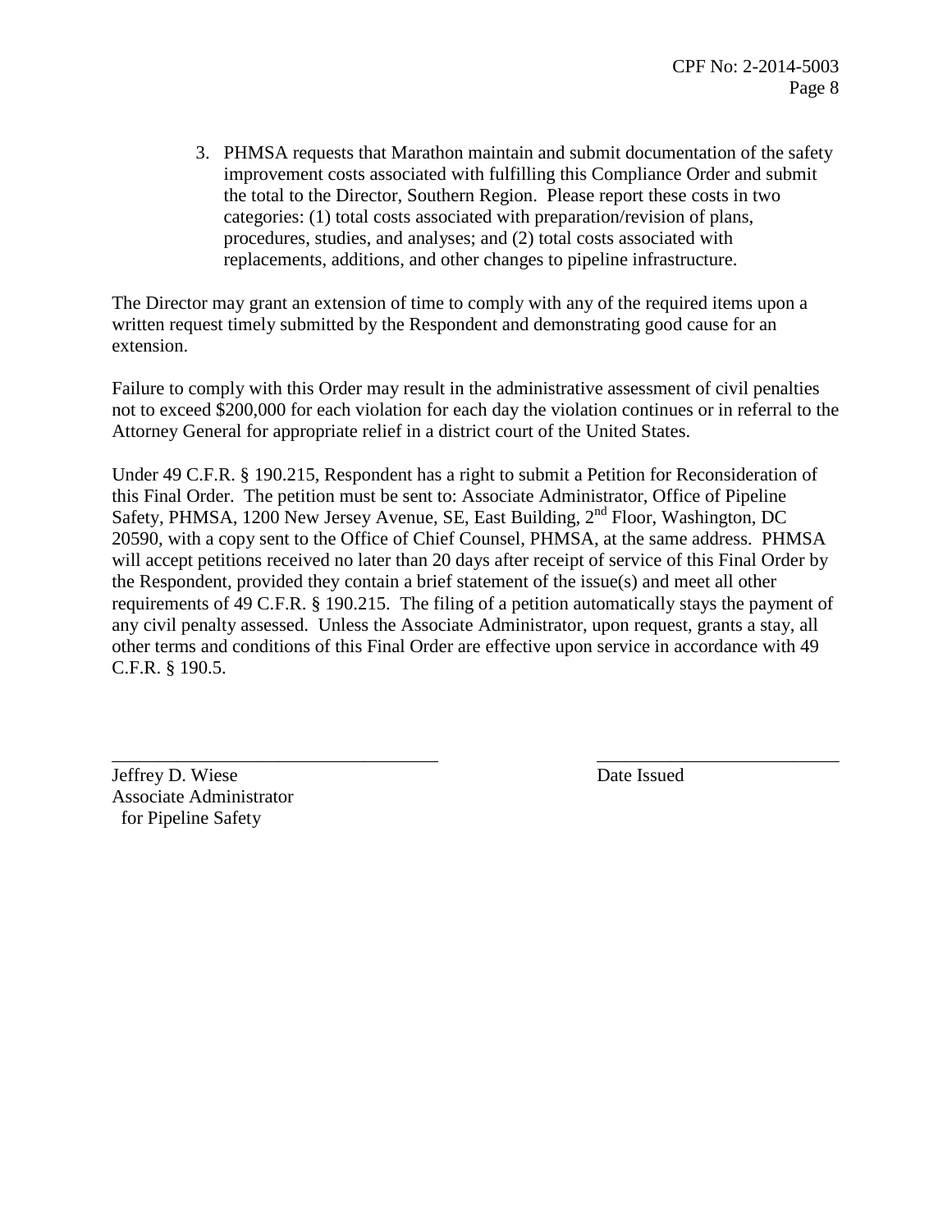3. PHMSA requests that Marathon maintain and submit documentation of the safety improvement costs associated with fulfilling this Compliance Order and submit the total to the Director, Southern Region. Please report these costs in two categories: (1) total costs associated with preparation/revision of plans, procedures, studies, and analyses; and (2) total costs associated with replacements, additions, and other changes to pipeline infrastructure.

The Director may grant an extension of time to comply with any of the required items upon a written request timely submitted by the Respondent and demonstrating good cause for an extension.

Failure to comply with this Order may result in the administrative assessment of civil penalties not to exceed $200,000 for each violation for each day the violation continues or in referral to the Attorney General for appropriate relief in a district court of the United States.

Under 49 C.F.R. § 190.215, Respondent has a right to submit a Petition for Reconsideration of this Final Order. The petition must be sent to: Associate Administrator, Office of Pipeline Safety, PHMSA, 1200 New Jersey Avenue, SE, East Building, 2nd Floor, Washington, DC 20590, with a copy sent to the Office of Chief Counsel, PHMSA, at the same address. PHMSA will accept petitions received no later than 20 days after receipt of service of this Final Order by the Respondent, provided they contain a brief statement of the issue(s) and meet all other requirements of 49 C.F.R. § 190.215. The filing of a petition automatically stays the payment of any civil penalty assessed. Unless the Associate Administrator, upon request, grants a stay, all other terms and conditions of this Final Order are effective upon service in accordance with 49 C.F.R. § 190.5.

\_\_\_\_\_\_\_\_\_\_\_\_\_\_\_\_\_\_\_\_\_\_\_\_\_\_\_\_\_\_\_\_\_\_\_
Jeffrey D. Wiese
Associate Administrator
for Pipeline Safety

\_\_\_\_\_\_\_\_\_\_\_\_\_\_\_\_\_\_\_\_\_\_\_\_\_\_\_
Date Issued